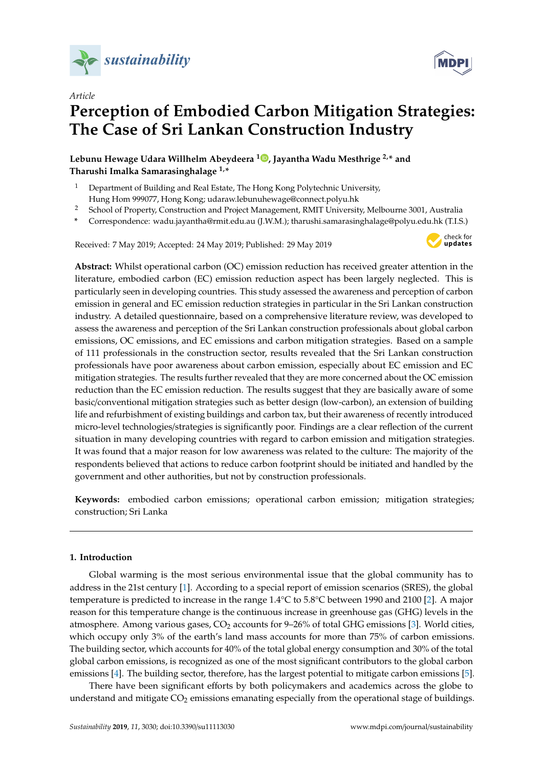*Article*

# Perception of Embodied Carbon Mitigation Strategies: The Case of Sri Lankan Construction Industry

**Lebunu Hewage Udara Willhelm Abeydeera [1], Jayantha Wadu Mesthrige [2,*] and Tharushi Imalka Samarasinghalage [1,*]**

[1] Department of Building and Real Estate, The Hong Kong Polytechnic University, Hung Hom 999077, Hong Kong; udaraw.lebunuhewage@connect.polyu.hk

[2] School of Property, Construction and Project Management, RMIT University, Melbourne 3001, Australia

\* Correspondence: wadu.jayantha@rmit.edu.au (J.W.M.); tharushi.samarasinghalage@polyu.edu.hk (T.I.S.)

Received: 7 May 2019; Accepted: 24 May 2019; Published: 29 May 2019

**Abstract:** Whilst operational carbon (OC) emission reduction has received greater attention in the literature, embodied carbon (EC) emission reduction aspect has been largely neglected. This is particularly seen in developing countries. This study assessed the awareness and perception of carbon emission in general and EC emission reduction strategies in particular in the Sri Lankan construction industry. A detailed questionnaire, based on a comprehensive literature review, was developed to assess the awareness and perception of the Sri Lankan construction professionals about global carbon emissions, OC emissions, and EC emissions and carbon mitigation strategies. Based on a sample of 111 professionals in the construction sector, results revealed that the Sri Lankan construction professionals have poor awareness about carbon emission, especially about EC emission and EC mitigation strategies. The results further revealed that they are more concerned about the OC emission reduction than the EC emission reduction. The results suggest that they are basically aware of some basic/conventional mitigation strategies such as better design (low-carbon), an extension of building life and refurbishment of existing buildings and carbon tax, but their awareness of recently introduced micro-level technologies/strategies is significantly poor. Findings are a clear reflection of the current situation in many developing countries with regard to carbon emission and mitigation strategies. It was found that a major reason for low awareness was related to the culture: The majority of the respondents believed that actions to reduce carbon footprint should be initiated and handled by the government and other authorities, but not by construction professionals.

**Keywords:** embodied carbon emissions; operational carbon emission; mitigation strategies; construction; Sri Lanka

## 1. Introduction

Global warming is the most serious environmental issue that the global community has to address in the 21st century [1]. According to a special report of emission scenarios (SRES), the global temperature is predicted to increase in the range 1.4°C to 5.8°C between 1990 and 2100 [2]. A major reason for this temperature change is the continuous increase in greenhouse gas (GHG) levels in the atmosphere. Among various gases, $CO_2$ accounts for 9–26% of total GHG emissions [3]. World cities, which occupy only 3% of the earth's land mass accounts for more than 75% of carbon emissions. The building sector, which accounts for 40% of the total global energy consumption and 30% of the total global carbon emissions, is recognized as one of the most significant contributors to the global carbon emissions [4]. The building sector, therefore, has the largest potential to mitigate carbon emissions [5].

There have been significant efforts by both policymakers and academics across the globe to understand and mitigate $CO_2$ emissions emanating especially from the operational stage of buildings.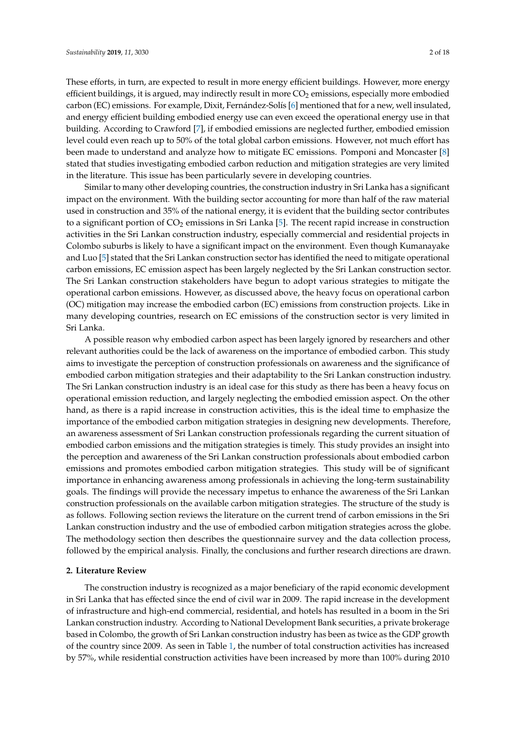These efforts, in turn, are expected to result in more energy efficient buildings. However, more energy efficient buildings, it is argued, may indirectly result in more $CO_2$ emissions, especially more embodied carbon (EC) emissions. For example, Dixit, Fernández-Solís [6] mentioned that for a new, well insulated, and energy efficient building embodied energy use can even exceed the operational energy use in that building. According to Crawford [7], if embodied emissions are neglected further, embodied emission level could even reach up to 50% of the total global carbon emissions. However, not much effort has been made to understand and analyze how to mitigate EC emissions. Pomponi and Moncaster [8] stated that studies investigating embodied carbon reduction and mitigation strategies are very limited in the literature. This issue has been particularly severe in developing countries.

Similar to many other developing countries, the construction industry in Sri Lanka has a significant impact on the environment. With the building sector accounting for more than half of the raw material used in construction and 35% of the national energy, it is evident that the building sector contributes to a significant portion of $CO_2$ emissions in Sri Lanka [5]. The recent rapid increase in construction activities in the Sri Lankan construction industry, especially commercial and residential projects in Colombo suburbs is likely to have a significant impact on the environment. Even though Kumanayake and Luo [5] stated that the Sri Lankan construction sector has identified the need to mitigate operational carbon emissions, EC emission aspect has been largely neglected by the Sri Lankan construction sector. The Sri Lankan construction stakeholders have begun to adopt various strategies to mitigate the operational carbon emissions. However, as discussed above, the heavy focus on operational carbon (OC) mitigation may increase the embodied carbon (EC) emissions from construction projects. Like in many developing countries, research on EC emissions of the construction sector is very limited in Sri Lanka.

A possible reason why embodied carbon aspect has been largely ignored by researchers and other relevant authorities could be the lack of awareness on the importance of embodied carbon. This study aims to investigate the perception of construction professionals on awareness and the significance of embodied carbon mitigation strategies and their adaptability to the Sri Lankan construction industry. The Sri Lankan construction industry is an ideal case for this study as there has been a heavy focus on operational emission reduction, and largely neglecting the embodied emission aspect. On the other hand, as there is a rapid increase in construction activities, this is the ideal time to emphasize the importance of the embodied carbon mitigation strategies in designing new developments. Therefore, an awareness assessment of Sri Lankan construction professionals regarding the current situation of embodied carbon emissions and the mitigation strategies is timely. This study provides an insight into the perception and awareness of the Sri Lankan construction professionals about embodied carbon emissions and promotes embodied carbon mitigation strategies. This study will be of significant importance in enhancing awareness among professionals in achieving the long-term sustainability goals. The findings will provide the necessary impetus to enhance the awareness of the Sri Lankan construction professionals on the available carbon mitigation strategies. The structure of the study is as follows. Following section reviews the literature on the current trend of carbon emissions in the Sri Lankan construction industry and the use of embodied carbon mitigation strategies across the globe. The methodology section then describes the questionnaire survey and the data collection process, followed by the empirical analysis. Finally, the conclusions and further research directions are drawn.

## 2. Literature Review

The construction industry is recognized as a major beneficiary of the rapid economic development in Sri Lanka that has effected since the end of civil war in 2009. The rapid increase in the development of infrastructure and high-end commercial, residential, and hotels has resulted in a boom in the Sri Lankan construction industry. According to National Development Bank securities, a private brokerage based in Colombo, the growth of Sri Lankan construction industry has been as twice as the GDP growth of the country since 2009. As seen in Table 1, the number of total construction activities has increased by 57%, while residential construction activities have been increased by more than 100% during 2010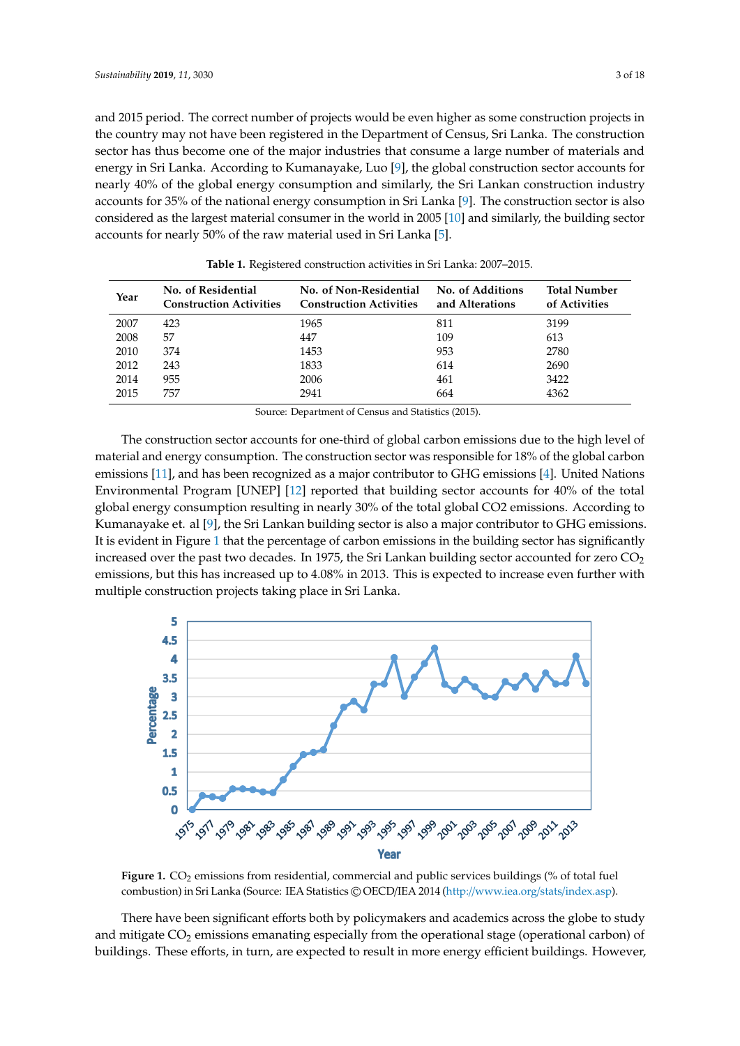and 2015 period. The correct number of projects would be even higher as some construction projects in the country may not have been registered in the Department of Census, Sri Lanka. The construction sector has thus become one of the major industries that consume a large number of materials and energy in Sri Lanka. According to Kumanayake, Luo [9], the global construction sector accounts for nearly 40% of the global energy consumption and similarly, the Sri Lankan construction industry accounts for 35% of the national energy consumption in Sri Lanka [9]. The construction sector is also considered as the largest material consumer in the world in 2005 [10] and similarly, the building sector accounts for nearly 50% of the raw material used in Sri Lanka [5].

**Table 1.** Registered construction activities in Sri Lanka: 2007–2015.

| Year | No. of Residential Construction Activities | No. of Non-Residential Construction Activities | No. of Additions and Alterations | Total Number of Activities |
|---|---|---|---|---|
| 2007 | 423 | 1965 | 811 | 3199 |
| 2008 | 57 | 447 | 109 | 613 |
| 2010 | 374 | 1453 | 953 | 2780 |
| 2012 | 243 | 1833 | 614 | 2690 |
| 2014 | 955 | 2006 | 461 | 3422 |
| 2015 | 757 | 2941 | 664 | 4362 |

Source: Department of Census and Statistics (2015).

The construction sector accounts for one-third of global carbon emissions due to the high level of material and energy consumption. The construction sector was responsible for 18% of the global carbon emissions [11], and has been recognized as a major contributor to GHG emissions [4]. United Nations Environmental Program [UNEP] [12] reported that building sector accounts for 40% of the total global energy consumption resulting in nearly 30% of the total global CO2 emissions. According to Kumanayake et. al [9], the Sri Lankan building sector is also a major contributor to GHG emissions. It is evident in Figure 1 that the percentage of carbon emissions in the building sector has significantly increased over the past two decades. In 1975, the Sri Lankan building sector accounted for zero $CO_2$ emissions, but this has increased up to 4.08% in 2013. This is expected to increase even further with multiple construction projects taking place in Sri Lanka.

**Figure 1.** $CO_2$ emissions from residential, commercial and public services buildings (% of total fuel combustion) in Sri Lanka (Source: IEA Statistics © OECD/IEA 2014 (http://www.iea.org/stats/index.asp).

There have been significant efforts both by policymakers and academics across the globe to study and mitigate $CO_2$ emissions emanating especially from the operational stage (operational carbon) of buildings. These efforts, in turn, are expected to result in more energy efficient buildings. However,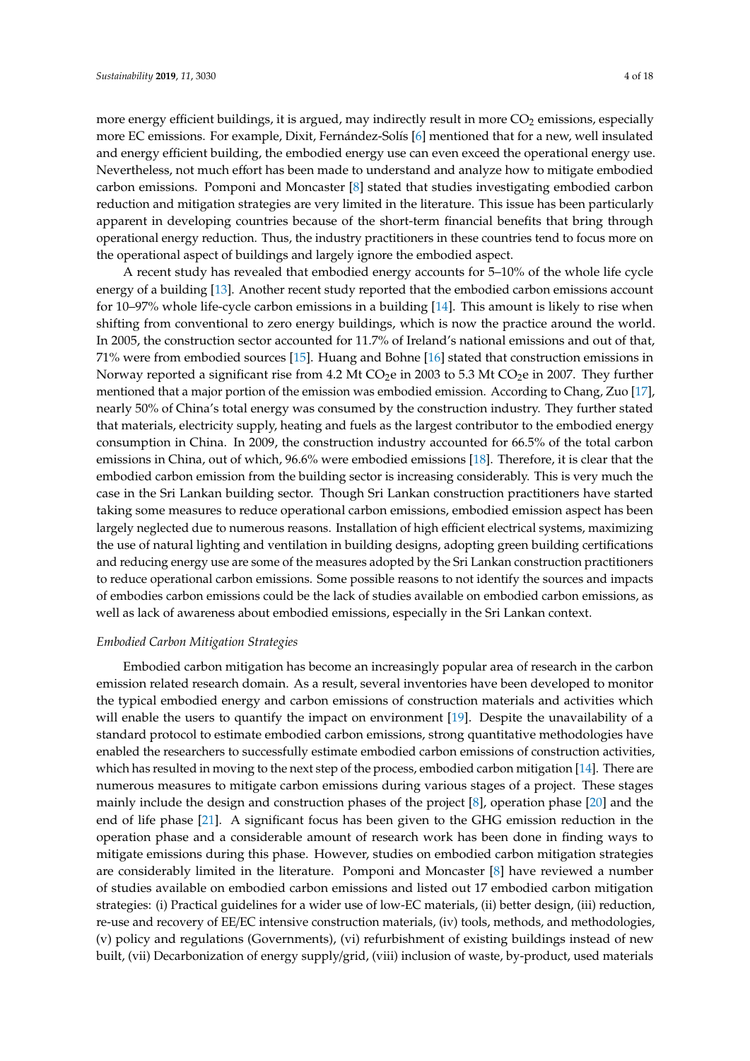more energy efficient buildings, it is argued, may indirectly result in more $CO_2$ emissions, especially more EC emissions. For example, Dixit, Fernández-Solís [6] mentioned that for a new, well insulated and energy efficient building, the embodied energy use can even exceed the operational energy use. Nevertheless, not much effort has been made to understand and analyze how to mitigate embodied carbon emissions. Pomponi and Moncaster [8] stated that studies investigating embodied carbon reduction and mitigation strategies are very limited in the literature. This issue has been particularly apparent in developing countries because of the short-term financial benefits that bring through operational energy reduction. Thus, the industry practitioners in these countries tend to focus more on the operational aspect of buildings and largely ignore the embodied aspect.

A recent study has revealed that embodied energy accounts for 5–10% of the whole life cycle energy of a building [13]. Another recent study reported that the embodied carbon emissions account for 10–97% whole life-cycle carbon emissions in a building [14]. This amount is likely to rise when shifting from conventional to zero energy buildings, which is now the practice around the world. In 2005, the construction sector accounted for 11.7% of Ireland's national emissions and out of that, 71% were from embodied sources [15]. Huang and Bohne [16] stated that construction emissions in Norway reported a significant rise from 4.2 Mt $CO_2e$ in 2003 to 5.3 Mt $CO_2e$ in 2007. They further mentioned that a major portion of the emission was embodied emission. According to Chang, Zuo [17], nearly 50% of China's total energy was consumed by the construction industry. They further stated that materials, electricity supply, heating and fuels as the largest contributor to the embodied energy consumption in China. In 2009, the construction industry accounted for 66.5% of the total carbon emissions in China, out of which, 96.6% were embodied emissions [18]. Therefore, it is clear that the embodied carbon emission from the building sector is increasing considerably. This is very much the case in the Sri Lankan building sector. Though Sri Lankan construction practitioners have started taking some measures to reduce operational carbon emissions, embodied emission aspect has been largely neglected due to numerous reasons. Installation of high efficient electrical systems, maximizing the use of natural lighting and ventilation in building designs, adopting green building certifications and reducing energy use are some of the measures adopted by the Sri Lankan construction practitioners to reduce operational carbon emissions. Some possible reasons to not identify the sources and impacts of embodies carbon emissions could be the lack of studies available on embodied carbon emissions, as well as lack of awareness about embodied emissions, especially in the Sri Lankan context.

*Embodied Carbon Mitigation Strategies*

Embodied carbon mitigation has become an increasingly popular area of research in the carbon emission related research domain. As a result, several inventories have been developed to monitor the typical embodied energy and carbon emissions of construction materials and activities which will enable the users to quantify the impact on environment [19]. Despite the unavailability of a standard protocol to estimate embodied carbon emissions, strong quantitative methodologies have enabled the researchers to successfully estimate embodied carbon emissions of construction activities, which has resulted in moving to the next step of the process, embodied carbon mitigation [14]. There are numerous measures to mitigate carbon emissions during various stages of a project. These stages mainly include the design and construction phases of the project [8], operation phase [20] and the end of life phase [21]. A significant focus has been given to the GHG emission reduction in the operation phase and a considerable amount of research work has been done in finding ways to mitigate emissions during this phase. However, studies on embodied carbon mitigation strategies are considerably limited in the literature. Pomponi and Moncaster [8] have reviewed a number of studies available on embodied carbon emissions and listed out 17 embodied carbon mitigation strategies: (i) Practical guidelines for a wider use of low-EC materials, (ii) better design, (iii) reduction, re-use and recovery of EE/EC intensive construction materials, (iv) tools, methods, and methodologies, (v) policy and regulations (Governments), (vi) refurbishment of existing buildings instead of new built, (vii) Decarbonization of energy supply/grid, (viii) inclusion of waste, by-product, used materials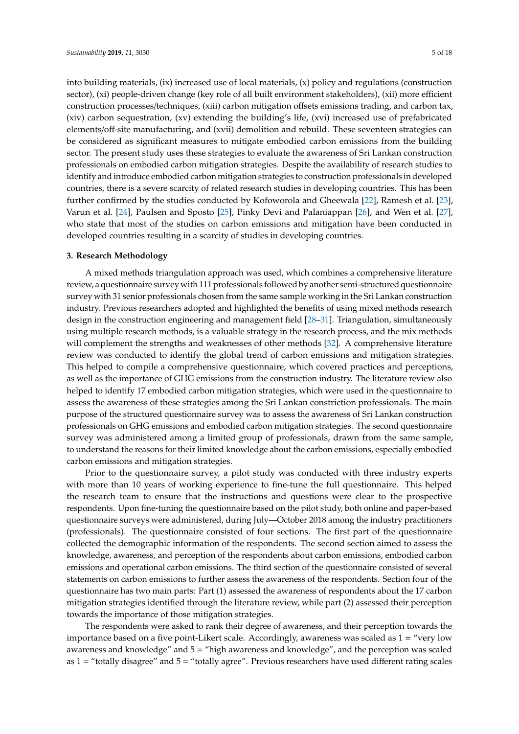into building materials, (ix) increased use of local materials, (x) policy and regulations (construction sector), (xi) people-driven change (key role of all built environment stakeholders), (xii) more efficient construction processes/techniques, (xiii) carbon mitigation offsets emissions trading, and carbon tax, (xiv) carbon sequestration, (xv) extending the building's life, (xvi) increased use of prefabricated elements/off-site manufacturing, and (xvii) demolition and rebuild. These seventeen strategies can be considered as significant measures to mitigate embodied carbon emissions from the building sector. The present study uses these strategies to evaluate the awareness of Sri Lankan construction professionals on embodied carbon mitigation strategies. Despite the availability of research studies to identify and introduce embodied carbon mitigation strategies to construction professionals in developed countries, there is a severe scarcity of related research studies in developing countries. This has been further confirmed by the studies conducted by Kofoworola and Gheewala [22], Ramesh et al. [23], Varun et al. [24], Paulsen and Sposto [25], Pinky Devi and Palaniappan [26], and Wen et al. [27], who state that most of the studies on carbon emissions and mitigation have been conducted in developed countries resulting in a scarcity of studies in developing countries.

## 3. Research Methodology

A mixed methods triangulation approach was used, which combines a comprehensive literature review, a questionnaire survey with 111 professionals followed by another semi-structured questionnaire survey with 31 senior professionals chosen from the same sample working in the Sri Lankan construction industry. Previous researchers adopted and highlighted the benefits of using mixed methods research design in the construction engineering and management field [28–31]. Triangulation, simultaneously using multiple research methods, is a valuable strategy in the research process, and the mix methods will complement the strengths and weaknesses of other methods [32]. A comprehensive literature review was conducted to identify the global trend of carbon emissions and mitigation strategies. This helped to compile a comprehensive questionnaire, which covered practices and perceptions, as well as the importance of GHG emissions from the construction industry. The literature review also helped to identify 17 embodied carbon mitigation strategies, which were used in the questionnaire to assess the awareness of these strategies among the Sri Lankan constriction professionals. The main purpose of the structured questionnaire survey was to assess the awareness of Sri Lankan construction professionals on GHG emissions and embodied carbon mitigation strategies. The second questionnaire survey was administered among a limited group of professionals, drawn from the same sample, to understand the reasons for their limited knowledge about the carbon emissions, especially embodied carbon emissions and mitigation strategies.

Prior to the questionnaire survey, a pilot study was conducted with three industry experts with more than 10 years of working experience to fine-tune the full questionnaire. This helped the research team to ensure that the instructions and questions were clear to the prospective respondents. Upon fine-tuning the questionnaire based on the pilot study, both online and paper-based questionnaire surveys were administered, during July—October 2018 among the industry practitioners (professionals). The questionnaire consisted of four sections. The first part of the questionnaire collected the demographic information of the respondents. The second section aimed to assess the knowledge, awareness, and perception of the respondents about carbon emissions, embodied carbon emissions and operational carbon emissions. The third section of the questionnaire consisted of several statements on carbon emissions to further assess the awareness of the respondents. Section four of the questionnaire has two main parts: Part (1) assessed the awareness of respondents about the 17 carbon mitigation strategies identified through the literature review, while part (2) assessed their perception towards the importance of those mitigation strategies.

The respondents were asked to rank their degree of awareness, and their perception towards the importance based on a five point-Likert scale. Accordingly, awareness was scaled as 1 = "very low awareness and knowledge" and 5 = "high awareness and knowledge", and the perception was scaled as 1 = "totally disagree" and 5 = "totally agree". Previous researchers have used different rating scales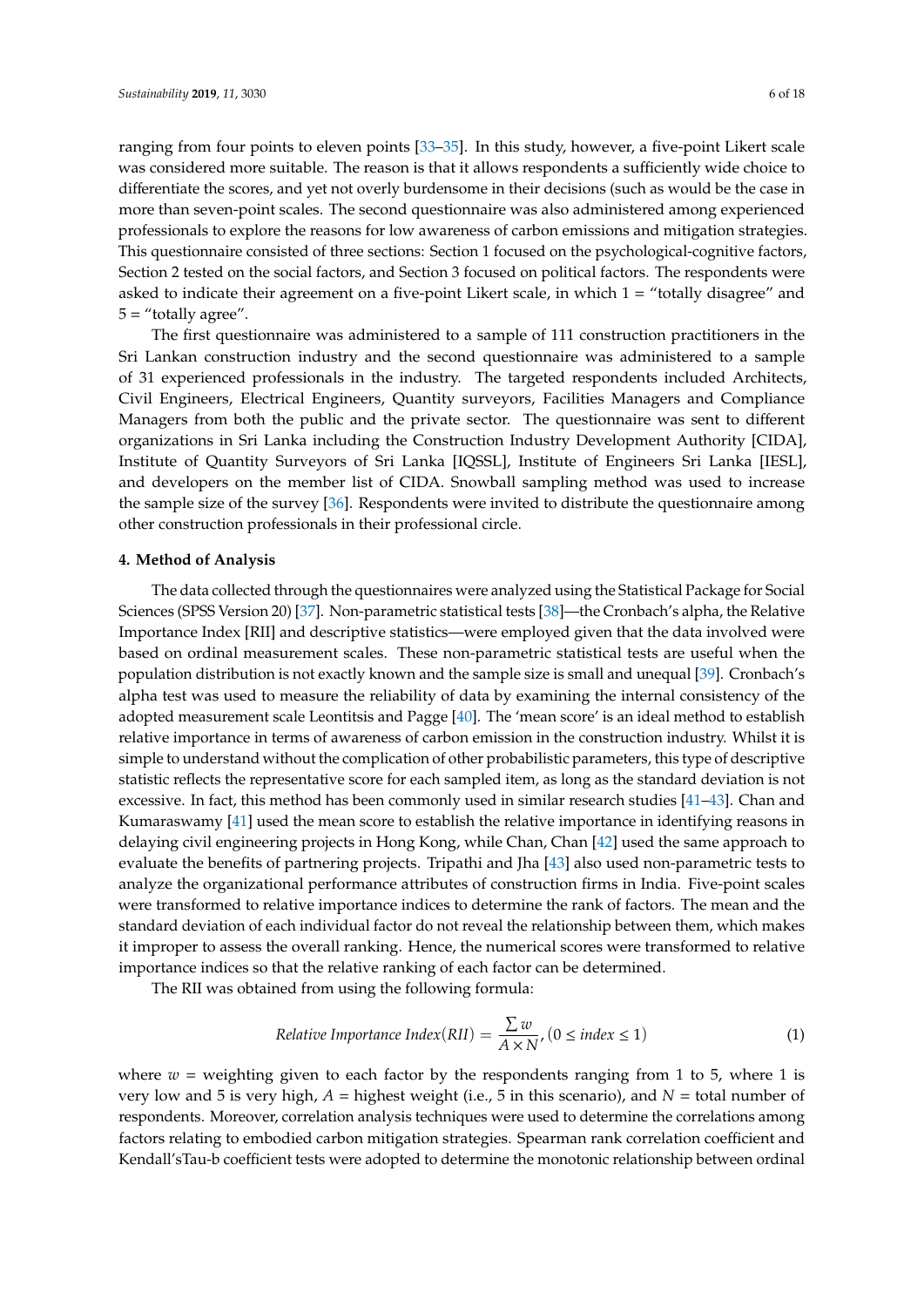ranging from four points to eleven points [33–35]. In this study, however, a five-point Likert scale was considered more suitable. The reason is that it allows respondents a sufficiently wide choice to differentiate the scores, and yet not overly burdensome in their decisions (such as would be the case in more than seven-point scales. The second questionnaire was also administered among experienced professionals to explore the reasons for low awareness of carbon emissions and mitigation strategies. This questionnaire consisted of three sections: Section 1 focused on the psychological-cognitive factors, Section 2 tested on the social factors, and Section 3 focused on political factors. The respondents were asked to indicate their agreement on a five-point Likert scale, in which 1 = "totally disagree" and 5 = "totally agree".

The first questionnaire was administered to a sample of 111 construction practitioners in the Sri Lankan construction industry and the second questionnaire was administered to a sample of 31 experienced professionals in the industry. The targeted respondents included Architects, Civil Engineers, Electrical Engineers, Quantity surveyors, Facilities Managers and Compliance Managers from both the public and the private sector. The questionnaire was sent to different organizations in Sri Lanka including the Construction Industry Development Authority [CIDA], Institute of Quantity Surveyors of Sri Lanka [IQSSL], Institute of Engineers Sri Lanka [IESL], and developers on the member list of CIDA. Snowball sampling method was used to increase the sample size of the survey [36]. Respondents were invited to distribute the questionnaire among other construction professionals in their professional circle.

## 4. Method of Analysis

The data collected through the questionnaires were analyzed using the Statistical Package for Social Sciences (SPSS Version 20) [37]. Non-parametric statistical tests [38]—the Cronbach's alpha, the Relative Importance Index [RII] and descriptive statistics—were employed given that the data involved were based on ordinal measurement scales. These non-parametric statistical tests are useful when the population distribution is not exactly known and the sample size is small and unequal [39]. Cronbach's alpha test was used to measure the reliability of data by examining the internal consistency of the adopted measurement scale Leontitsis and Pagge [40]. The 'mean score' is an ideal method to establish relative importance in terms of awareness of carbon emission in the construction industry. Whilst it is simple to understand without the complication of other probabilistic parameters, this type of descriptive statistic reflects the representative score for each sampled item, as long as the standard deviation is not excessive. In fact, this method has been commonly used in similar research studies [41–43]. Chan and Kumaraswamy [41] used the mean score to establish the relative importance in identifying reasons in delaying civil engineering projects in Hong Kong, while Chan, Chan [42] used the same approach to evaluate the benefits of partnering projects. Tripathi and Jha [43] also used non-parametric tests to analyze the organizational performance attributes of construction firms in India. Five-point scales were transformed to relative importance indices to determine the rank of factors. The mean and the standard deviation of each individual factor do not reveal the relationship between them, which makes it improper to assess the overall ranking. Hence, the numerical scores were transformed to relative importance indices so that the relative ranking of each factor can be determined.

The RII was obtained from using the following formula:

$$Relative\ Importance\ Index(RII) = \frac{\sum w}{A \times N}, (0 \leq index \leq 1) \quad (1)$$

where $w$ = weighting given to each factor by the respondents ranging from 1 to 5, where 1 is very low and 5 is very high, $A$ = highest weight (i.e., 5 in this scenario), and $N$ = total number of respondents. Moreover, correlation analysis techniques were used to determine the correlations among factors relating to embodied carbon mitigation strategies. Spearman rank correlation coefficient and Kendall'sTau-b coefficient tests were adopted to determine the monotonic relationship between ordinal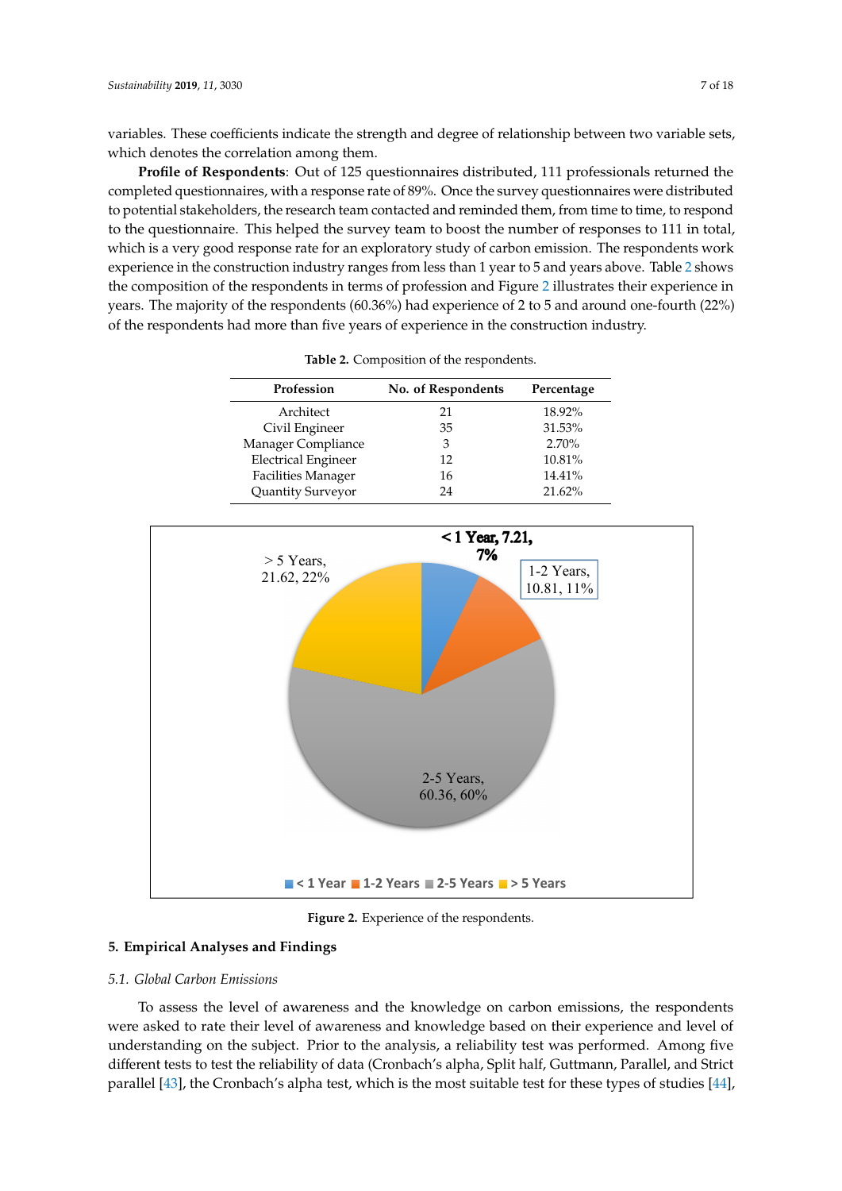variables. These coefficients indicate the strength and degree of relationship between two variable sets, which denotes the correlation among them.

**Profile of Respondents**: Out of 125 questionnaires distributed, 111 professionals returned the completed questionnaires, with a response rate of 89%. Once the survey questionnaires were distributed to potential stakeholders, the research team contacted and reminded them, from time to time, to respond to the questionnaire. This helped the survey team to boost the number of responses to 111 in total, which is a very good response rate for an exploratory study of carbon emission. The respondents work experience in the construction industry ranges from less than 1 year to 5 and years above. Table 2 shows the composition of the respondents in terms of profession and Figure 2 illustrates their experience in years. The majority of the respondents (60.36%) had experience of 2 to 5 and around one-fourth (22%) of the respondents had more than five years of experience in the construction industry.

**Table 2.** Composition of the respondents.

| Profession | No. of Respondents | Percentage |
| --- | --- | --- |
| Architect | 21 | 18.92% |
| Civil Engineer | 35 | 31.53% |
| Manager Compliance | 3 | 2.70% |
| Electrical Engineer | 12 | 10.81% |
| Facilities Manager | 16 | 14.41% |
| Quantity Surveyor | 24 | 21.62% |

**Figure 2.** Experience of the respondents.

## 5. Empirical Analyses and Findings

### *5.1. Global Carbon Emissions*

To assess the level of awareness and the knowledge on carbon emissions, the respondents were asked to rate their level of awareness and knowledge based on their experience and level of understanding on the subject. Prior to the analysis, a reliability test was performed. Among five different tests to test the reliability of data (Cronbach's alpha, Split half, Guttmann, Parallel, and Strict parallel [43], the Cronbach's alpha test, which is the most suitable test for these types of studies [44],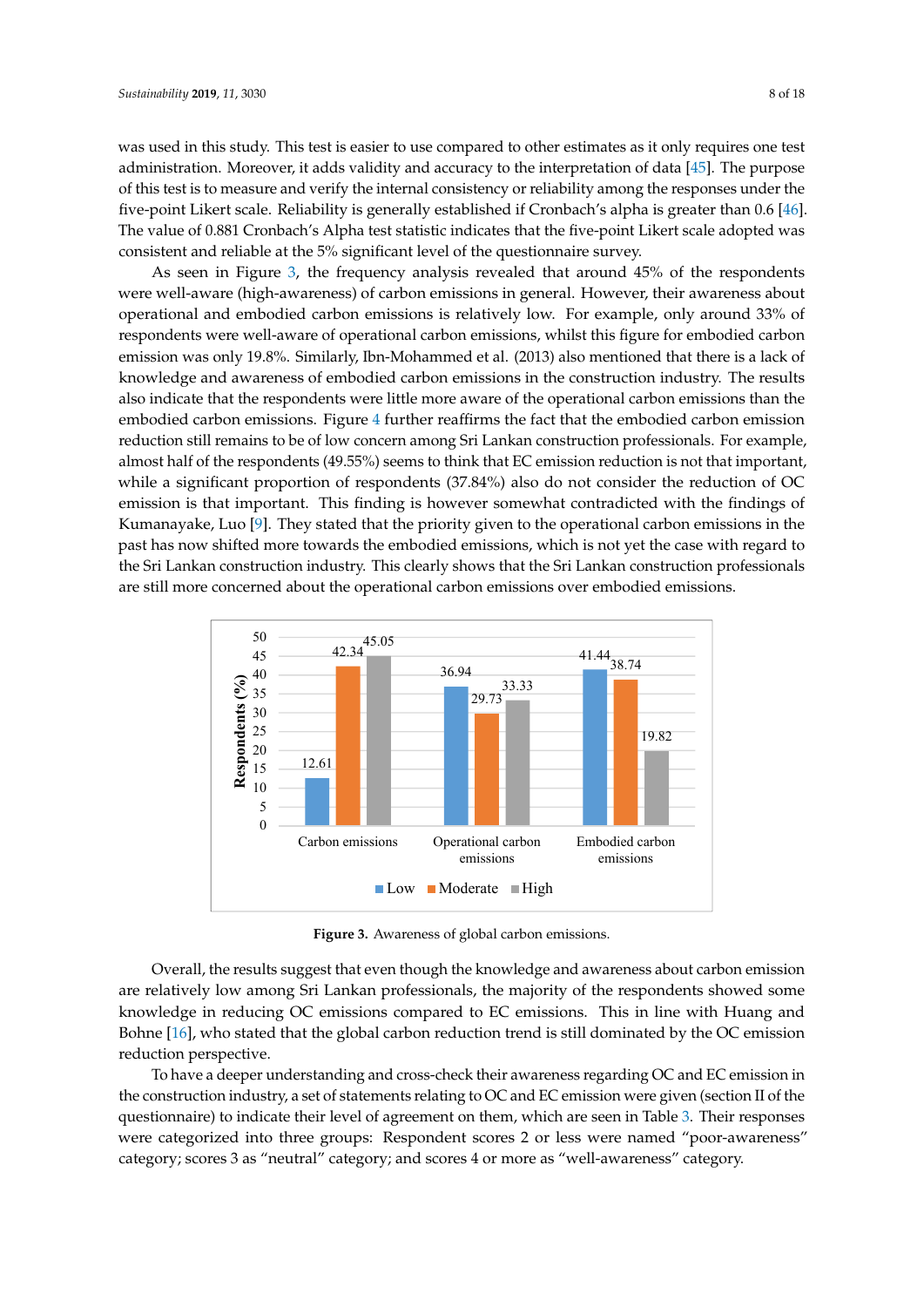was used in this study. This test is easier to use compared to other estimates as it only requires one test administration. Moreover, it adds validity and accuracy to the interpretation of data [45]. The purpose of this test is to measure and verify the internal consistency or reliability among the responses under the five-point Likert scale. Reliability is generally established if Cronbach's alpha is greater than 0.6 [46]. The value of 0.881 Cronbach's Alpha test statistic indicates that the five-point Likert scale adopted was consistent and reliable at the 5% significant level of the questionnaire survey.

As seen in Figure 3, the frequency analysis revealed that around 45% of the respondents were well-aware (high-awareness) of carbon emissions in general. However, their awareness about operational and embodied carbon emissions is relatively low. For example, only around 33% of respondents were well-aware of operational carbon emissions, whilst this figure for embodied carbon emission was only 19.8%. Similarly, Ibn-Mohammed et al. (2013) also mentioned that there is a lack of knowledge and awareness of embodied carbon emissions in the construction industry. The results also indicate that the respondents were little more aware of the operational carbon emissions than the embodied carbon emissions. Figure 4 further reaffirms the fact that the embodied carbon emission reduction still remains to be of low concern among Sri Lankan construction professionals. For example, almost half of the respondents (49.55%) seems to think that EC emission reduction is not that important, while a significant proportion of respondents (37.84%) also do not consider the reduction of OC emission is that important. This finding is however somewhat contradicted with the findings of Kumanayake, Luo [9]. They stated that the priority given to the operational carbon emissions in the past has now shifted more towards the embodied emissions, which is not yet the case with regard to the Sri Lankan construction industry. This clearly shows that the Sri Lankan construction professionals are still more concerned about the operational carbon emissions over embodied emissions.

| Respondents (%) | Low | Moderate | High |
|---|---|---|---|
| Carbon emissions | 12.61 | 42.34 | 45.05 |
| Operational carbon emissions | 36.94 | 29.73 | 33.33 |
| Embodied carbon emissions | 41.44 | 38.74 | 19.82 |

**Figure 3.** Awareness of global carbon emissions.

Overall, the results suggest that even though the knowledge and awareness about carbon emission are relatively low among Sri Lankan professionals, the majority of the respondents showed some knowledge in reducing OC emissions compared to EC emissions. This in line with Huang and Bohne [16], who stated that the global carbon reduction trend is still dominated by the OC emission reduction perspective.

To have a deeper understanding and cross-check their awareness regarding OC and EC emission in the construction industry, a set of statements relating to OC and EC emission were given (section II of the questionnaire) to indicate their level of agreement on them, which are seen in Table 3. Their responses were categorized into three groups: Respondent scores 2 or less were named "poor-awareness" category; scores 3 as "neutral" category; and scores 4 or more as "well-awareness" category.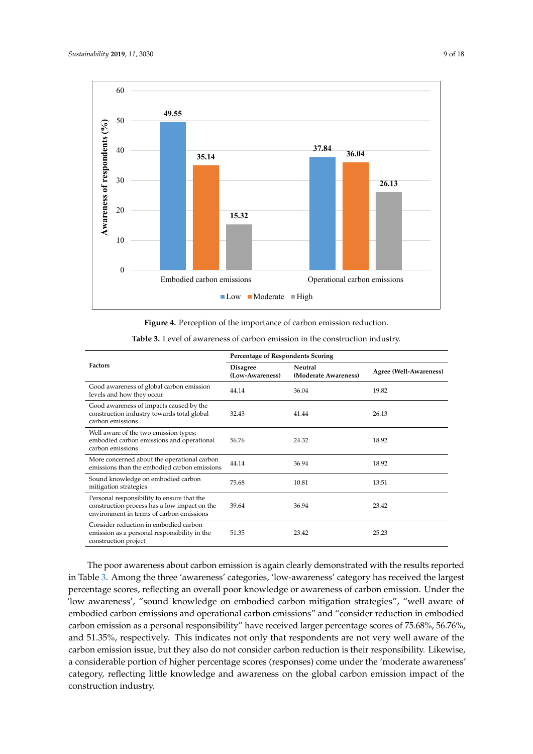**Figure 4.** Perception of the importance of carbon emission reduction.

**Table 3.** Level of awareness of carbon emission in the construction industry.

| Factors | Percentage of Respondents Scoring | | |
|---|---|---|---|
| | Disagree (Low-Awareness) | Neutral (Moderate Awareness) | Agree (Well-Awareness) |
| Good awareness of global carbon emission levels and how they occur | 44.14 | 36.04 | 19.82 |
| Good awareness of impacts caused by the construction industry towards total global carbon emissions | 32.43 | 41.44 | 26.13 |
| Well aware of the two emission types; embodied carbon emissions and operational carbon emissions | 56.76 | 24.32 | 18.92 |
| More concerned about the operational carbon emissions than the embodied carbon emissions | 44.14 | 36.94 | 18.92 |
| Sound knowledge on embodied carbon mitigation strategies | 75.68 | 10.81 | 13.51 |
| Personal responsibility to ensure that the construction process has a low impact on the environment in terms of carbon emissions | 39.64 | 36.94 | 23.42 |
| Consider reduction in embodied carbon emission as a personal responsibility in the construction project | 51.35 | 23.42 | 25.23 |

The poor awareness about carbon emission is again clearly demonstrated with the results reported in Table 3. Among the three 'awareness' categories, 'low-awareness' category has received the largest percentage scores, reflecting an overall poor knowledge or awareness of carbon emission. Under the 'low awareness', "sound knowledge on embodied carbon mitigation strategies", "well aware of embodied carbon emissions and operational carbon emissions" and "consider reduction in embodied carbon emission as a personal responsibility" have received larger percentage scores of 75.68%, 56.76%, and 51.35%, respectively. This indicates not only that respondents are not very well aware of the carbon emission issue, but they also do not consider carbon reduction is their responsibility. Likewise, a considerable portion of higher percentage scores (responses) come under the 'moderate awareness' category, reflecting little knowledge and awareness on the global carbon emission impact of the construction industry.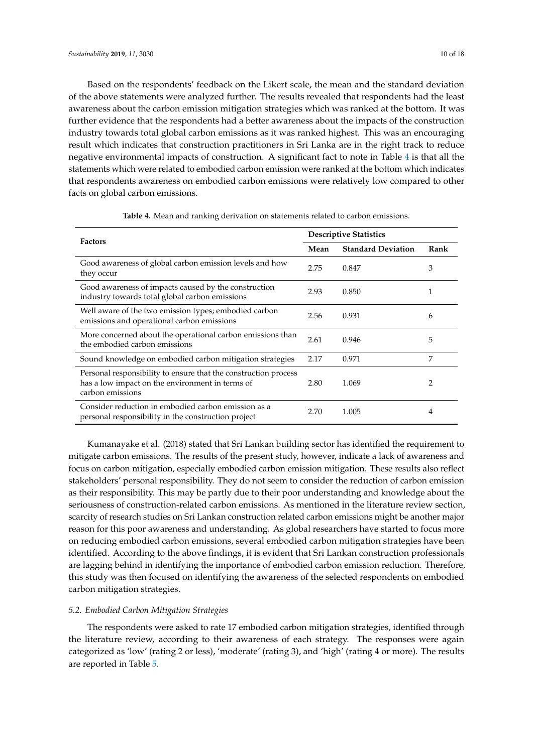Based on the respondents' feedback on the Likert scale, the mean and the standard deviation of the above statements were analyzed further. The results revealed that respondents had the least awareness about the carbon emission mitigation strategies which was ranked at the bottom. It was further evidence that the respondents had a better awareness about the impacts of the construction industry towards total global carbon emissions as it was ranked highest. This was an encouraging result which indicates that construction practitioners in Sri Lanka are in the right track to reduce negative environmental impacts of construction. A significant fact to note in Table 4 is that all the statements which were related to embodied carbon emission were ranked at the bottom which indicates that respondents awareness on embodied carbon emissions were relatively low compared to other facts on global carbon emissions.

**Table 4.** Mean and ranking derivation on statements related to carbon emissions.

| Factors | Descriptive Statistics | | |
|---|---|---|---|
| | **Mean** | **Standard Deviation** | **Rank** |
| Good awareness of global carbon emission levels and how they occur | 2.75 | 0.847 | 3 |
| Good awareness of impacts caused by the construction industry towards total global carbon emissions | 2.93 | 0.850 | 1 |
| Well aware of the two emission types; embodied carbon emissions and operational carbon emissions | 2.56 | 0.931 | 6 |
| More concerned about the operational carbon emissions than the embodied carbon emissions | 2.61 | 0.946 | 5 |
| Sound knowledge on embodied carbon mitigation strategies | 2.17 | 0.971 | 7 |
| Personal responsibility to ensure that the construction process has a low impact on the environment in terms of carbon emissions | 2.80 | 1.069 | 2 |
| Consider reduction in embodied carbon emission as a personal responsibility in the construction project | 2.70 | 1.005 | 4 |

Kumanayake et al. (2018) stated that Sri Lankan building sector has identified the requirement to mitigate carbon emissions. The results of the present study, however, indicate a lack of awareness and focus on carbon mitigation, especially embodied carbon emission mitigation. These results also reflect stakeholders' personal responsibility. They do not seem to consider the reduction of carbon emission as their responsibility. This may be partly due to their poor understanding and knowledge about the seriousness of construction-related carbon emissions. As mentioned in the literature review section, scarcity of research studies on Sri Lankan construction related carbon emissions might be another major reason for this poor awareness and understanding. As global researchers have started to focus more on reducing embodied carbon emissions, several embodied carbon mitigation strategies have been identified. According to the above findings, it is evident that Sri Lankan construction professionals are lagging behind in identifying the importance of embodied carbon emission reduction. Therefore, this study was then focused on identifying the awareness of the selected respondents on embodied carbon mitigation strategies.

### *5.2. Embodied Carbon Mitigation Strategies*

The respondents were asked to rate 17 embodied carbon mitigation strategies, identified through the literature review, according to their awareness of each strategy. The responses were again categorized as 'low' (rating 2 or less), 'moderate' (rating 3), and 'high' (rating 4 or more). The results are reported in Table 5.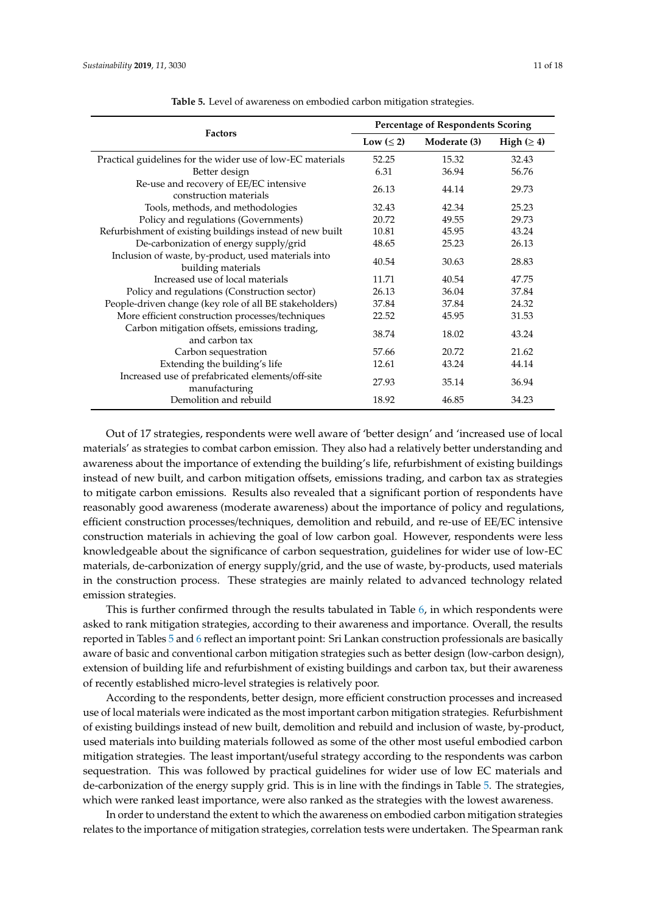**Table 5.** Level of awareness on embodied carbon mitigation strategies.

| Factors | Percentage of Respondents Scoring | | |
|---|---|---|---|
| | Low (≤ 2) | Moderate (3) | High (≥ 4) |
| Practical guidelines for the wider use of low-EC materials | 52.25 | 15.32 | 32.43 |
| Better design | 6.31 | 36.94 | 56.76 |
| Re-use and recovery of EE/EC intensive construction materials | 26.13 | 44.14 | 29.73 |
| Tools, methods, and methodologies | 32.43 | 42.34 | 25.23 |
| Policy and regulations (Governments) | 20.72 | 49.55 | 29.73 |
| Refurbishment of existing buildings instead of new built | 10.81 | 45.95 | 43.24 |
| De-carbonization of energy supply/grid | 48.65 | 25.23 | 26.13 |
| Inclusion of waste, by-product, used materials into building materials | 40.54 | 30.63 | 28.83 |
| Increased use of local materials | 11.71 | 40.54 | 47.75 |
| Policy and regulations (Construction sector) | 26.13 | 36.04 | 37.84 |
| People-driven change (key role of all BE stakeholders) | 37.84 | 37.84 | 24.32 |
| More efficient construction processes/techniques | 22.52 | 45.95 | 31.53 |
| Carbon mitigation offsets, emissions trading, and carbon tax | 38.74 | 18.02 | 43.24 |
| Carbon sequestration | 57.66 | 20.72 | 21.62 |
| Extending the building's life | 12.61 | 43.24 | 44.14 |
| Increased use of prefabricated elements/off-site manufacturing | 27.93 | 35.14 | 36.94 |
| Demolition and rebuild | 18.92 | 46.85 | 34.23 |

Out of 17 strategies, respondents were well aware of 'better design' and 'increased use of local materials' as strategies to combat carbon emission. They also had a relatively better understanding and awareness about the importance of extending the building's life, refurbishment of existing buildings instead of new built, and carbon mitigation offsets, emissions trading, and carbon tax as strategies to mitigate carbon emissions. Results also revealed that a significant portion of respondents have reasonably good awareness (moderate awareness) about the importance of policy and regulations, efficient construction processes/techniques, demolition and rebuild, and re-use of EE/EC intensive construction materials in achieving the goal of low carbon goal. However, respondents were less knowledgeable about the significance of carbon sequestration, guidelines for wider use of low-EC materials, de-carbonization of energy supply/grid, and the use of waste, by-products, used materials in the construction process. These strategies are mainly related to advanced technology related emission strategies.

This is further confirmed through the results tabulated in Table 6, in which respondents were asked to rank mitigation strategies, according to their awareness and importance. Overall, the results reported in Tables 5 and 6 reflect an important point: Sri Lankan construction professionals are basically aware of basic and conventional carbon mitigation strategies such as better design (low-carbon design), extension of building life and refurbishment of existing buildings and carbon tax, but their awareness of recently established micro-level strategies is relatively poor.

According to the respondents, better design, more efficient construction processes and increased use of local materials were indicated as the most important carbon mitigation strategies. Refurbishment of existing buildings instead of new built, demolition and rebuild and inclusion of waste, by-product, used materials into building materials followed as some of the other most useful embodied carbon mitigation strategies. The least important/useful strategy according to the respondents was carbon sequestration. This was followed by practical guidelines for wider use of low EC materials and de-carbonization of the energy supply grid. This is in line with the findings in Table 5. The strategies, which were ranked least importance, were also ranked as the strategies with the lowest awareness.

In order to understand the extent to which the awareness on embodied carbon mitigation strategies relates to the importance of mitigation strategies, correlation tests were undertaken. The Spearman rank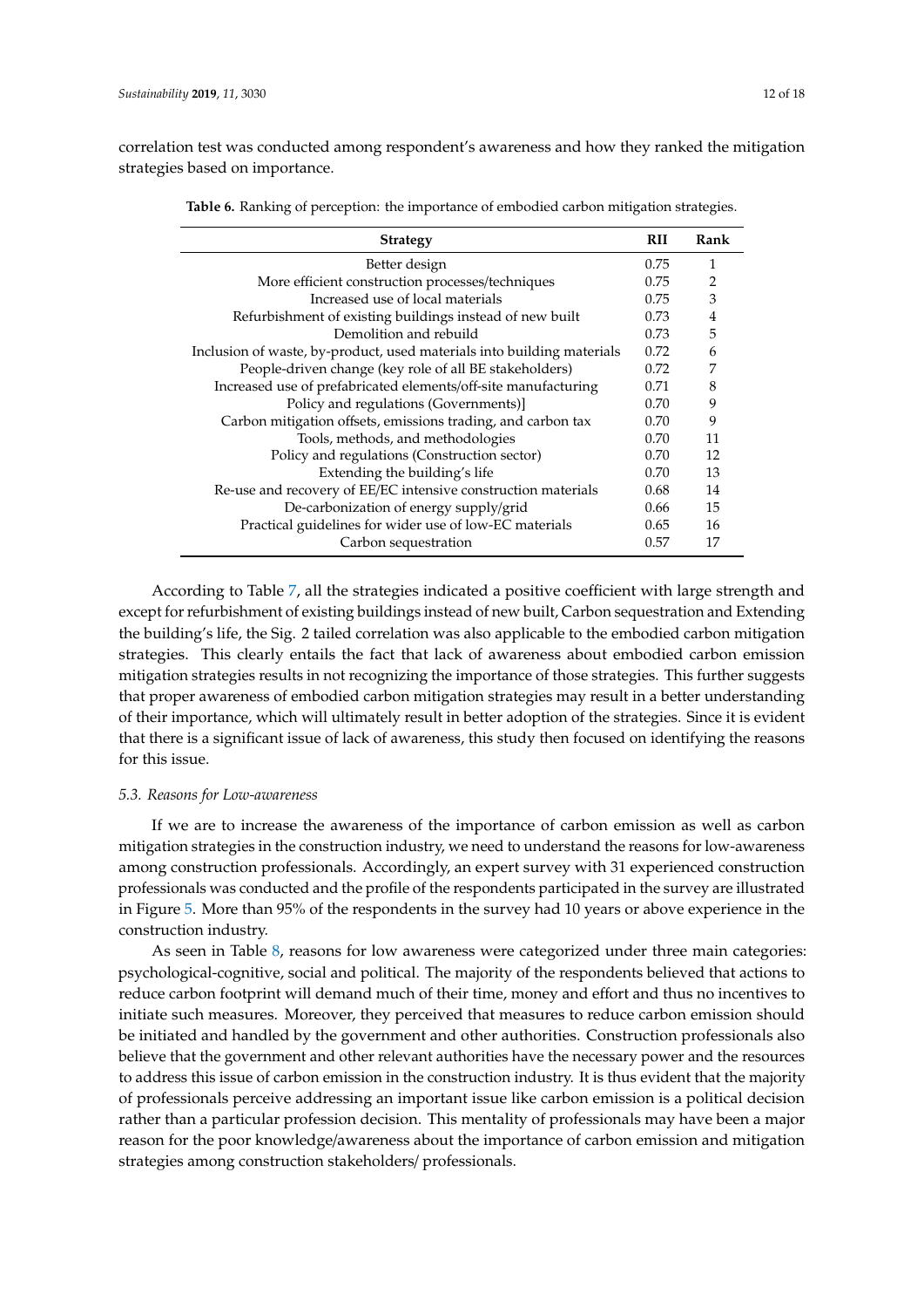correlation test was conducted among respondent's awareness and how they ranked the mitigation strategies based on importance.

**Table 6.** Ranking of perception: the importance of embodied carbon mitigation strategies.

| Strategy | RII | Rank |
|---|---|---|
| Better design | 0.75 | 1 |
| More efficient construction processes/techniques | 0.75 | 2 |
| Increased use of local materials | 0.75 | 3 |
| Refurbishment of existing buildings instead of new built | 0.73 | 4 |
| Demolition and rebuild | 0.73 | 5 |
| Inclusion of waste, by-product, used materials into building materials | 0.72 | 6 |
| People-driven change (key role of all BE stakeholders) | 0.72 | 7 |
| Increased use of prefabricated elements/off-site manufacturing | 0.71 | 8 |
| Policy and regulations (Governments)] | 0.70 | 9 |
| Carbon mitigation offsets, emissions trading, and carbon tax | 0.70 | 9 |
| Tools, methods, and methodologies | 0.70 | 11 |
| Policy and regulations (Construction sector) | 0.70 | 12 |
| Extending the building's life | 0.70 | 13 |
| Re-use and recovery of EE/EC intensive construction materials | 0.68 | 14 |
| De-carbonization of energy supply/grid | 0.66 | 15 |
| Practical guidelines for wider use of low-EC materials | 0.65 | 16 |
| Carbon sequestration | 0.57 | 17 |

According to Table 7, all the strategies indicated a positive coefficient with large strength and except for refurbishment of existing buildings instead of new built, Carbon sequestration and Extending the building's life, the Sig. 2 tailed correlation was also applicable to the embodied carbon mitigation strategies. This clearly entails the fact that lack of awareness about embodied carbon emission mitigation strategies results in not recognizing the importance of those strategies. This further suggests that proper awareness of embodied carbon mitigation strategies may result in a better understanding of their importance, which will ultimately result in better adoption of the strategies. Since it is evident that there is a significant issue of lack of awareness, this study then focused on identifying the reasons for this issue.

### *5.3. Reasons for Low-awareness*

If we are to increase the awareness of the importance of carbon emission as well as carbon mitigation strategies in the construction industry, we need to understand the reasons for low-awareness among construction professionals. Accordingly, an expert survey with 31 experienced construction professionals was conducted and the profile of the respondents participated in the survey are illustrated in Figure 5. More than 95% of the respondents in the survey had 10 years or above experience in the construction industry.

As seen in Table 8, reasons for low awareness were categorized under three main categories: psychological-cognitive, social and political. The majority of the respondents believed that actions to reduce carbon footprint will demand much of their time, money and effort and thus no incentives to initiate such measures. Moreover, they perceived that measures to reduce carbon emission should be initiated and handled by the government and other authorities. Construction professionals also believe that the government and other relevant authorities have the necessary power and the resources to address this issue of carbon emission in the construction industry. It is thus evident that the majority of professionals perceive addressing an important issue like carbon emission is a political decision rather than a particular profession decision. This mentality of professionals may have been a major reason for the poor knowledge/awareness about the importance of carbon emission and mitigation strategies among construction stakeholders/ professionals.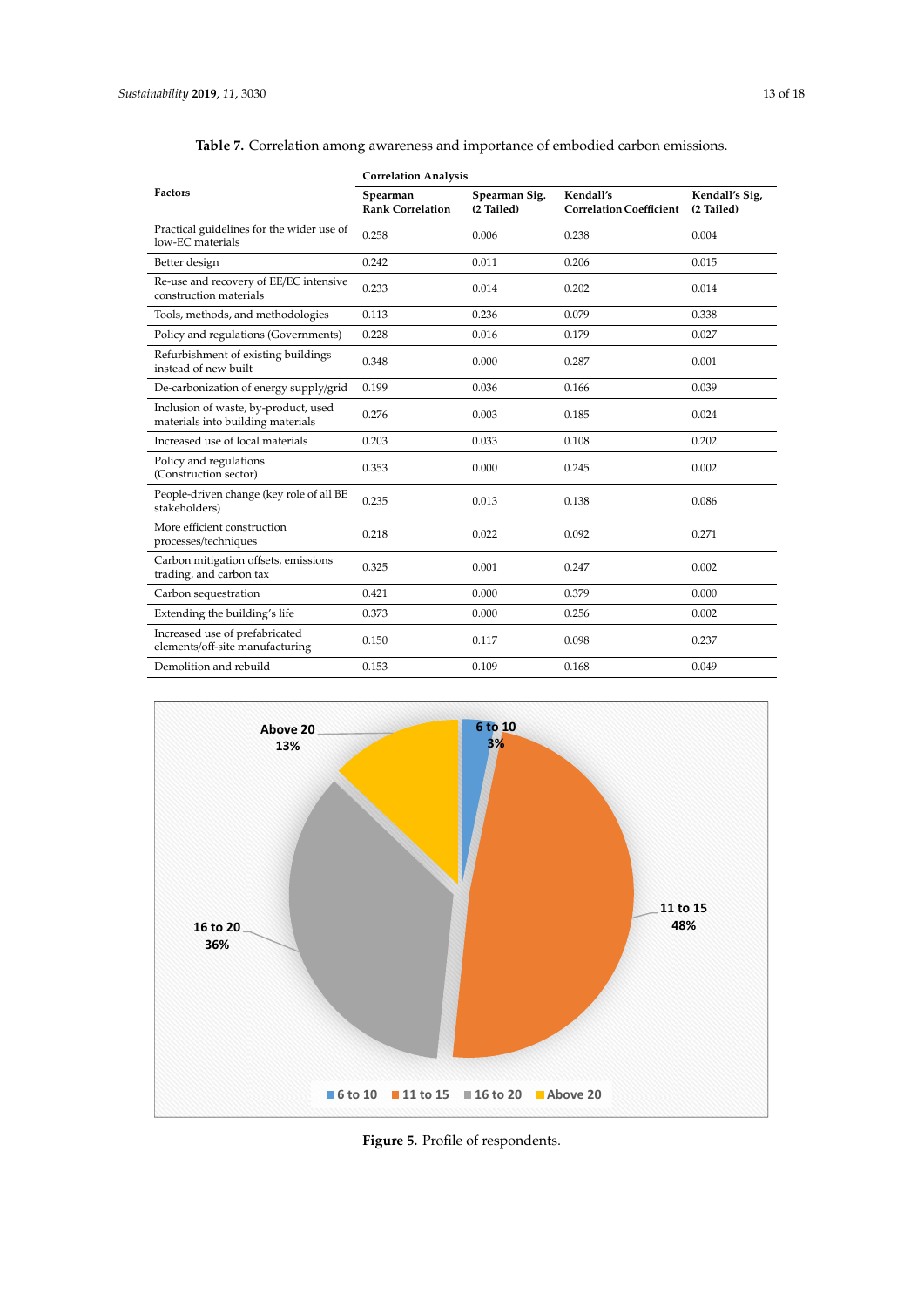**Table 7.** Correlation among awareness and importance of embodied carbon emissions.

| Factors | Correlation Analysis | | | |
|---|---|---|---|---|
| | Spearman Rank Correlation | Spearman Sig. (2 Tailed) | Kendall's Correlation Coefficient | Kendall's Sig, (2 Tailed) |
| Practical guidelines for the wider use of low-EC materials | 0.258 | 0.006 | 0.238 | 0.004 |
| Better design | 0.242 | 0.011 | 0.206 | 0.015 |
| Re-use and recovery of EE/EC intensive construction materials | 0.233 | 0.014 | 0.202 | 0.014 |
| Tools, methods, and methodologies | 0.113 | 0.236 | 0.079 | 0.338 |
| Policy and regulations (Governments) | 0.228 | 0.016 | 0.179 | 0.027 |
| Refurbishment of existing buildings instead of new built | 0.348 | 0.000 | 0.287 | 0.001 |
| De-carbonization of energy supply/grid | 0.199 | 0.036 | 0.166 | 0.039 |
| Inclusion of waste, by-product, used materials into building materials | 0.276 | 0.003 | 0.185 | 0.024 |
| Increased use of local materials | 0.203 | 0.033 | 0.108 | 0.202 |
| Policy and regulations (Construction sector) | 0.353 | 0.000 | 0.245 | 0.002 |
| People-driven change (key role of all BE stakeholders) | 0.235 | 0.013 | 0.138 | 0.086 |
| More efficient construction processes/techniques | 0.218 | 0.022 | 0.092 | 0.271 |
| Carbon mitigation offsets, emissions trading, and carbon tax | 0.325 | 0.001 | 0.247 | 0.002 |
| Carbon sequestration | 0.421 | 0.000 | 0.379 | 0.000 |
| Extending the building's life | 0.373 | 0.000 | 0.256 | 0.002 |
| Increased use of prefabricated elements/off-site manufacturing | 0.150 | 0.117 | 0.098 | 0.237 |
| Demolition and rebuild | 0.153 | 0.109 | 0.168 | 0.049 |

**Figure 5.** Profile of respondents.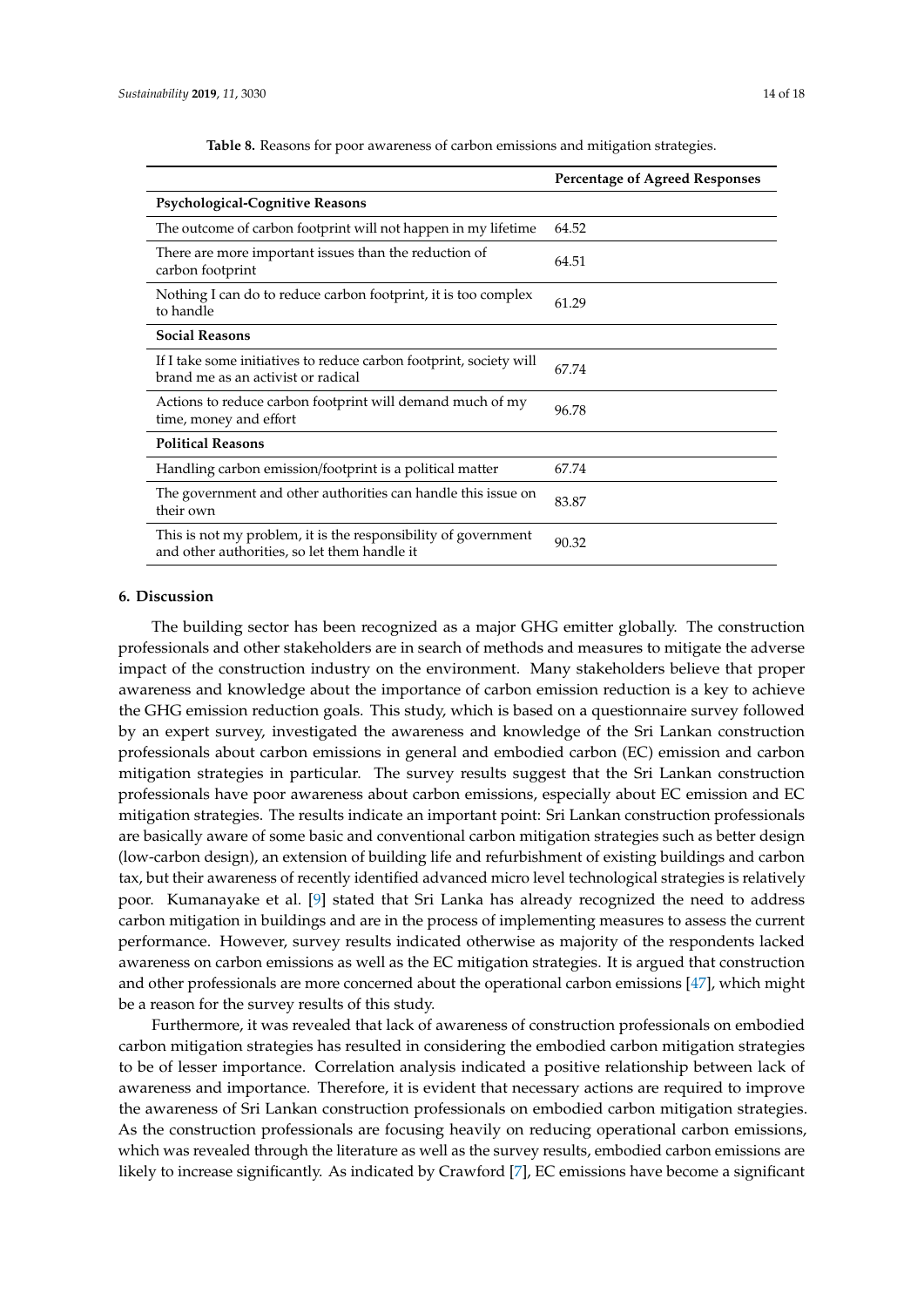**Table 8.** Reasons for poor awareness of carbon emissions and mitigation strategies.

| | Percentage of Agreed Responses |
|---|---|
| **Psychological-Cognitive Reasons** | |
| The outcome of carbon footprint will not happen in my lifetime | 64.52 |
| There are more important issues than the reduction of carbon footprint | 64.51 |
| Nothing I can do to reduce carbon footprint, it is too complex to handle | 61.29 |
| **Social Reasons** | |
| If I take some initiatives to reduce carbon footprint, society will brand me as an activist or radical | 67.74 |
| Actions to reduce carbon footprint will demand much of my time, money and effort | 96.78 |
| **Political Reasons** | |
| Handling carbon emission/footprint is a political matter | 67.74 |
| The government and other authorities can handle this issue on their own | 83.87 |
| This is not my problem, it is the responsibility of government and other authorities, so let them handle it | 90.32 |

## 6. Discussion

The building sector has been recognized as a major GHG emitter globally. The construction professionals and other stakeholders are in search of methods and measures to mitigate the adverse impact of the construction industry on the environment. Many stakeholders believe that proper awareness and knowledge about the importance of carbon emission reduction is a key to achieve the GHG emission reduction goals. This study, which is based on a questionnaire survey followed by an expert survey, investigated the awareness and knowledge of the Sri Lankan construction professionals about carbon emissions in general and embodied carbon (EC) emission and carbon mitigation strategies in particular. The survey results suggest that the Sri Lankan construction professionals have poor awareness about carbon emissions, especially about EC emission and EC mitigation strategies. The results indicate an important point: Sri Lankan construction professionals are basically aware of some basic and conventional carbon mitigation strategies such as better design (low-carbon design), an extension of building life and refurbishment of existing buildings and carbon tax, but their awareness of recently identified advanced micro level technological strategies is relatively poor. Kumanayake et al. [9] stated that Sri Lanka has already recognized the need to address carbon mitigation in buildings and are in the process of implementing measures to assess the current performance. However, survey results indicated otherwise as majority of the respondents lacked awareness on carbon emissions as well as the EC mitigation strategies. It is argued that construction and other professionals are more concerned about the operational carbon emissions [47], which might be a reason for the survey results of this study.

Furthermore, it was revealed that lack of awareness of construction professionals on embodied carbon mitigation strategies has resulted in considering the embodied carbon mitigation strategies to be of lesser importance. Correlation analysis indicated a positive relationship between lack of awareness and importance. Therefore, it is evident that necessary actions are required to improve the awareness of Sri Lankan construction professionals on embodied carbon mitigation strategies. As the construction professionals are focusing heavily on reducing operational carbon emissions, which was revealed through the literature as well as the survey results, embodied carbon emissions are likely to increase significantly. As indicated by Crawford [7], EC emissions have become a significant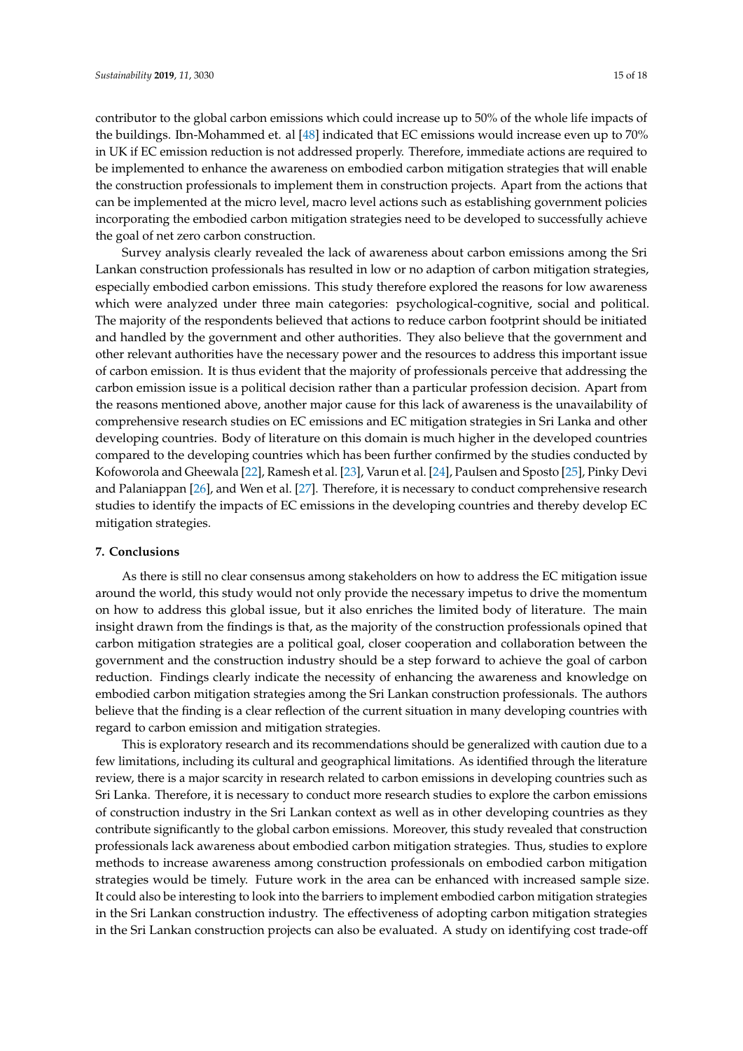contributor to the global carbon emissions which could increase up to 50% of the whole life impacts of the buildings. Ibn-Mohammed et. al [48] indicated that EC emissions would increase even up to 70% in UK if EC emission reduction is not addressed properly. Therefore, immediate actions are required to be implemented to enhance the awareness on embodied carbon mitigation strategies that will enable the construction professionals to implement them in construction projects. Apart from the actions that can be implemented at the micro level, macro level actions such as establishing government policies incorporating the embodied carbon mitigation strategies need to be developed to successfully achieve the goal of net zero carbon construction.

Survey analysis clearly revealed the lack of awareness about carbon emissions among the Sri Lankan construction professionals has resulted in low or no adaption of carbon mitigation strategies, especially embodied carbon emissions. This study therefore explored the reasons for low awareness which were analyzed under three main categories: psychological-cognitive, social and political. The majority of the respondents believed that actions to reduce carbon footprint should be initiated and handled by the government and other authorities. They also believe that the government and other relevant authorities have the necessary power and the resources to address this important issue of carbon emission. It is thus evident that the majority of professionals perceive that addressing the carbon emission issue is a political decision rather than a particular profession decision. Apart from the reasons mentioned above, another major cause for this lack of awareness is the unavailability of comprehensive research studies on EC emissions and EC mitigation strategies in Sri Lanka and other developing countries. Body of literature on this domain is much higher in the developed countries compared to the developing countries which has been further confirmed by the studies conducted by Kofoworola and Gheewala [22], Ramesh et al. [23], Varun et al. [24], Paulsen and Sposto [25], Pinky Devi and Palaniappan [26], and Wen et al. [27]. Therefore, it is necessary to conduct comprehensive research studies to identify the impacts of EC emissions in the developing countries and thereby develop EC mitigation strategies.

## 7. Conclusions

As there is still no clear consensus among stakeholders on how to address the EC mitigation issue around the world, this study would not only provide the necessary impetus to drive the momentum on how to address this global issue, but it also enriches the limited body of literature. The main insight drawn from the findings is that, as the majority of the construction professionals opined that carbon mitigation strategies are a political goal, closer cooperation and collaboration between the government and the construction industry should be a step forward to achieve the goal of carbon reduction. Findings clearly indicate the necessity of enhancing the awareness and knowledge on embodied carbon mitigation strategies among the Sri Lankan construction professionals. The authors believe that the finding is a clear reflection of the current situation in many developing countries with regard to carbon emission and mitigation strategies.

This is exploratory research and its recommendations should be generalized with caution due to a few limitations, including its cultural and geographical limitations. As identified through the literature review, there is a major scarcity in research related to carbon emissions in developing countries such as Sri Lanka. Therefore, it is necessary to conduct more research studies to explore the carbon emissions of construction industry in the Sri Lankan context as well as in other developing countries as they contribute significantly to the global carbon emissions. Moreover, this study revealed that construction professionals lack awareness about embodied carbon mitigation strategies. Thus, studies to explore methods to increase awareness among construction professionals on embodied carbon mitigation strategies would be timely. Future work in the area can be enhanced with increased sample size. It could also be interesting to look into the barriers to implement embodied carbon mitigation strategies in the Sri Lankan construction industry. The effectiveness of adopting carbon mitigation strategies in the Sri Lankan construction projects can also be evaluated. A study on identifying cost trade-off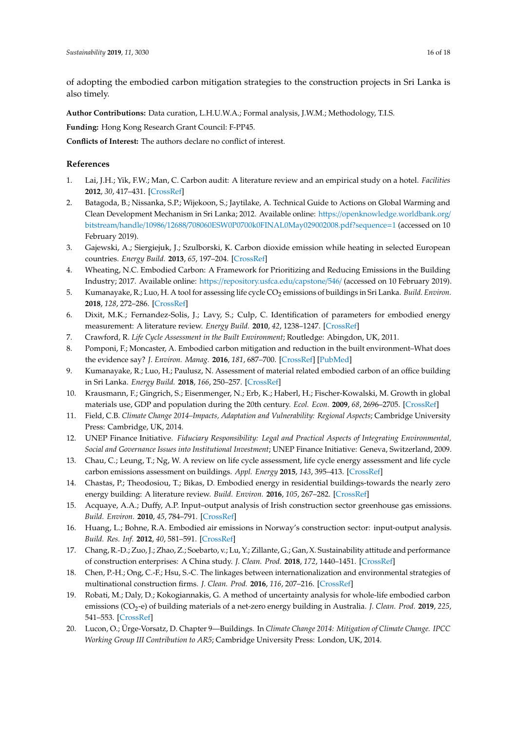of adopting the embodied carbon mitigation strategies to the construction projects in Sri Lanka is also timely.

**Author Contributions:** Data curation, L.H.U.W.A.; Formal analysis, J.W.M.; Methodology, T.I.S.

**Funding:** Hong Kong Research Grant Council: F-PP45.

**Conflicts of Interest:** The authors declare no conflict of interest.

## References

1. Lai, J.H.; Yik, F.W.; Man, C. Carbon audit: A literature review and an empirical study on a hotel. *Facilities* **2012**, *30*, 417–431. [CrossRef]
2. Batagoda, B.; Nissanka, S.P.; Wijekoon, S.; Jaytilake, A. Technical Guide to Actions on Global Warming and Clean Development Mechanism in Sri Lanka; 2012. Available online: https://openknowledge.worldbank.org/bitstream/handle/10986/12688/708060ESW0P0700k0FINAL0May029002008.pdf?sequence=1 (accessed on 10 February 2019).
3. Gajewski, A.; Siergiejuk, J.; Szulborski, K. Carbon dioxide emission while heating in selected European countries. *Energy Build.* **2013**, *65*, 197–204. [CrossRef]
4. Wheating, N.C. Embodied Carbon: A Framework for Prioritizing and Reducing Emissions in the Building Industry; 2017. Available online: https://repository.usfca.edu/capstone/546/ (accessed on 10 February 2019).
5. Kumanayake, R.; Luo, H. A tool for assessing life cycle $CO_2$ emissions of buildings in Sri Lanka. *Build. Environ.* **2018**, *128*, 272–286. [CrossRef]
6. Dixit, M.K.; Fernandez-Solis, J.; Lavy, S.; Culp, C. Identification of parameters for embodied energy measurement: A literature review. *Energy Build.* **2010**, *42*, 1238–1247. [CrossRef]
7. Crawford, R. *Life Cycle Assessment in the Built Environment*; Routledge: Abingdon, UK, 2011.
8. Pomponi, F.; Moncaster, A. Embodied carbon mitigation and reduction in the built environment–What does the evidence say? *J. Environ. Manag.* **2016**, *181*, 687–700. [CrossRef] [PubMed]
9. Kumanayake, R.; Luo, H.; Paulusz, N. Assessment of material related embodied carbon of an office building in Sri Lanka. *Energy Build.* **2018**, *166*, 250–257. [CrossRef]
10. Krausmann, F.; Gingrich, S.; Eisenmenger, N.; Erb, K.; Haberl, H.; Fischer-Kowalski, M. Growth in global materials use, GDP and population during the 20th century. *Ecol. Econ.* **2009**, *68*, 2696–2705. [CrossRef]
11. Field, C.B. *Climate Change 2014–Impacts, Adaptation and Vulnerability: Regional Aspects*; Cambridge University Press: Cambridge, UK, 2014.
12. UNEP Finance Initiative. *Fiduciary Responsibility: Legal and Practical Aspects of Integrating Environmental, Social and Governance Issues into Institutional Investment*; UNEP Finance Initiative: Geneva, Switzerland, 2009.
13. Chau, C.; Leung, T.; Ng, W. A review on life cycle assessment, life cycle energy assessment and life cycle carbon emissions assessment on buildings. *Appl. Energy* **2015**, *143*, 395–413. [CrossRef]
14. Chastas, P.; Theodosiou, T.; Bikas, D. Embodied energy in residential buildings-towards the nearly zero energy building: A literature review. *Build. Environ.* **2016**, *105*, 267–282. [CrossRef]
15. Acquaye, A.A.; Duffy, A.P. Input–output analysis of Irish construction sector greenhouse gas emissions. *Build. Environ.* **2010**, *45*, 784–791. [CrossRef]
16. Huang, L.; Bohne, R.A. Embodied air emissions in Norway's construction sector: input-output analysis. *Build. Res. Inf.* **2012**, *40*, 581–591. [CrossRef]
17. Chang, R.-D.; Zuo, J.; Zhao, Z.; Soebarto, v.; Lu, Y.; Zillante, G.; Gan, X. Sustainability attitude and performance of construction enterprises: A China study. *J. Clean. Prod.* **2018**, *172*, 1440–1451. [CrossRef]
18. Chen, P.-H.; Ong, C.-F.; Hsu, S.-C. The linkages between internationalization and environmental strategies of multinational construction firms. *J. Clean. Prod.* **2016**, *116*, 207–216. [CrossRef]
19. Robati, M.; Daly, D.; Kokogiannakis, G. A method of uncertainty analysis for whole-life embodied carbon emissions ($CO_2$-e) of building materials of a net-zero energy building in Australia. *J. Clean. Prod.* **2019**, *225*, 541–553. [CrossRef]
20. Lucon, O.; Ürge-Vorsatz, D. Chapter 9—Buildings. In *Climate Change 2014: Mitigation of Climate Change. IPCC Working Group III Contribution to AR5*; Cambridge University Press: London, UK, 2014.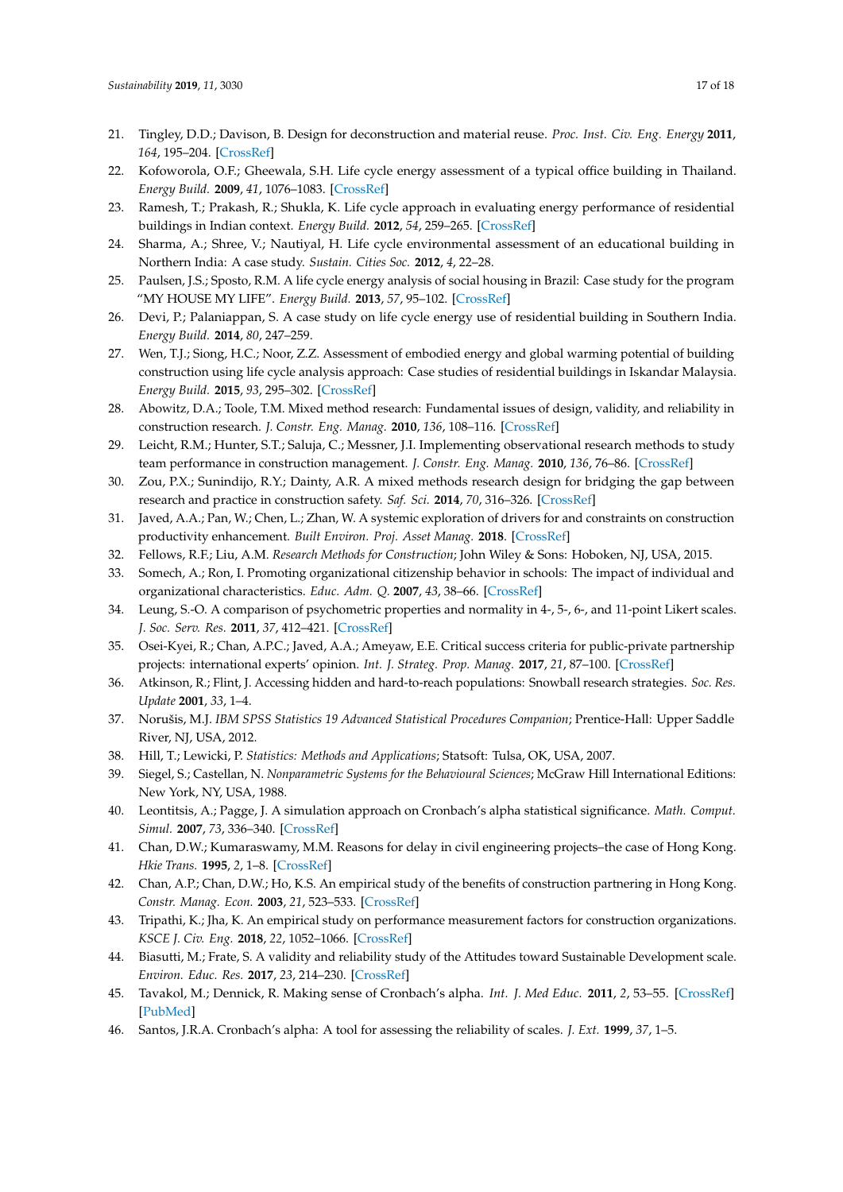21. Tingley, D.D.; Davison, B. Design for deconstruction and material reuse. *Proc. Inst. Civ. Eng. Energy* **2011**, *164*, 195–204. [CrossRef]
22. Kofoworola, O.F.; Gheewala, S.H. Life cycle energy assessment of a typical office building in Thailand. *Energy Build.* **2009**, *41*, 1076–1083. [CrossRef]
23. Ramesh, T.; Prakash, R.; Shukla, K. Life cycle approach in evaluating energy performance of residential buildings in Indian context. *Energy Build.* **2012**, *54*, 259–265. [CrossRef]
24. Sharma, A.; Shree, V.; Nautiyal, H. Life cycle environmental assessment of an educational building in Northern India: A case study. *Sustain. Cities Soc.* **2012**, *4*, 22–28.
25. Paulsen, J.S.; Sposto, R.M. A life cycle energy analysis of social housing in Brazil: Case study for the program "MY HOUSE MY LIFE". *Energy Build.* **2013**, *57*, 95–102. [CrossRef]
26. Devi, P.; Palaniappan, S. A case study on life cycle energy use of residential building in Southern India. *Energy Build.* **2014**, *80*, 247–259.
27. Wen, T.J.; Siong, H.C.; Noor, Z.Z. Assessment of embodied energy and global warming potential of building construction using life cycle analysis approach: Case studies of residential buildings in Iskandar Malaysia. *Energy Build.* **2015**, *93*, 295–302. [CrossRef]
28. Abowitz, D.A.; Toole, T.M. Mixed method research: Fundamental issues of design, validity, and reliability in construction research. *J. Constr. Eng. Manag.* **2010**, *136*, 108–116. [CrossRef]
29. Leicht, R.M.; Hunter, S.T.; Saluja, C.; Messner, J.I. Implementing observational research methods to study team performance in construction management. *J. Constr. Eng. Manag.* **2010**, *136*, 76–86. [CrossRef]
30. Zou, P.X.; Sunindijo, R.Y.; Dainty, A.R. A mixed methods research design for bridging the gap between research and practice in construction safety. *Saf. Sci.* **2014**, *70*, 316–326. [CrossRef]
31. Javed, A.A.; Pan, W.; Chen, L.; Zhan, W. A systemic exploration of drivers for and constraints on construction productivity enhancement. *Built Environ. Proj. Asset Manag.* **2018**. [CrossRef]
32. Fellows, R.F.; Liu, A.M. *Research Methods for Construction*; John Wiley & Sons: Hoboken, NJ, USA, 2015.
33. Somech, A.; Ron, I. Promoting organizational citizenship behavior in schools: The impact of individual and organizational characteristics. *Educ. Adm. Q.* **2007**, *43*, 38–66. [CrossRef]
34. Leung, S.-O. A comparison of psychometric properties and normality in 4-, 5-, 6-, and 11-point Likert scales. *J. Soc. Serv. Res.* **2011**, *37*, 412–421. [CrossRef]
35. Osei-Kyei, R.; Chan, A.P.C.; Javed, A.A.; Ameyaw, E.E. Critical success criteria for public-private partnership projects: international experts' opinion. *Int. J. Strateg. Prop. Manag.* **2017**, *21*, 87–100. [CrossRef]
36. Atkinson, R.; Flint, J. Accessing hidden and hard-to-reach populations: Snowball research strategies. *Soc. Res. Update* **2001**, *33*, 1–4.
37. Norušis, M.J. *IBM SPSS Statistics 19 Advanced Statistical Procedures Companion*; Prentice-Hall: Upper Saddle River, NJ, USA, 2012.
38. Hill, T.; Lewicki, P. *Statistics: Methods and Applications*; Statsoft: Tulsa, OK, USA, 2007.
39. Siegel, S.; Castellan, N. *Nonparametric Systems for the Behavioural Sciences*; McGraw Hill International Editions: New York, NY, USA, 1988.
40. Leontitsis, A.; Pagge, J. A simulation approach on Cronbach's alpha statistical significance. *Math. Comput. Simul.* **2007**, *73*, 336–340. [CrossRef]
41. Chan, D.W.; Kumaraswamy, M.M. Reasons for delay in civil engineering projects–the case of Hong Kong. *Hkie Trans.* **1995**, *2*, 1–8. [CrossRef]
42. Chan, A.P.; Chan, D.W.; Ho, K.S. An empirical study of the benefits of construction partnering in Hong Kong. *Constr. Manag. Econ.* **2003**, *21*, 523–533. [CrossRef]
43. Tripathi, K.; Jha, K. An empirical study on performance measurement factors for construction organizations. *KSCE J. Civ. Eng.* **2018**, *22*, 1052–1066. [CrossRef]
44. Biasutti, M.; Frate, S. A validity and reliability study of the Attitudes toward Sustainable Development scale. *Environ. Educ. Res.* **2017**, *23*, 214–230. [CrossRef]
45. Tavakol, M.; Dennick, R. Making sense of Cronbach's alpha. *Int. J. Med Educ.* **2011**, *2*, 53–55. [CrossRef] [PubMed]
46. Santos, J.R.A. Cronbach's alpha: A tool for assessing the reliability of scales. *J. Ext.* **1999**, *37*, 1–5.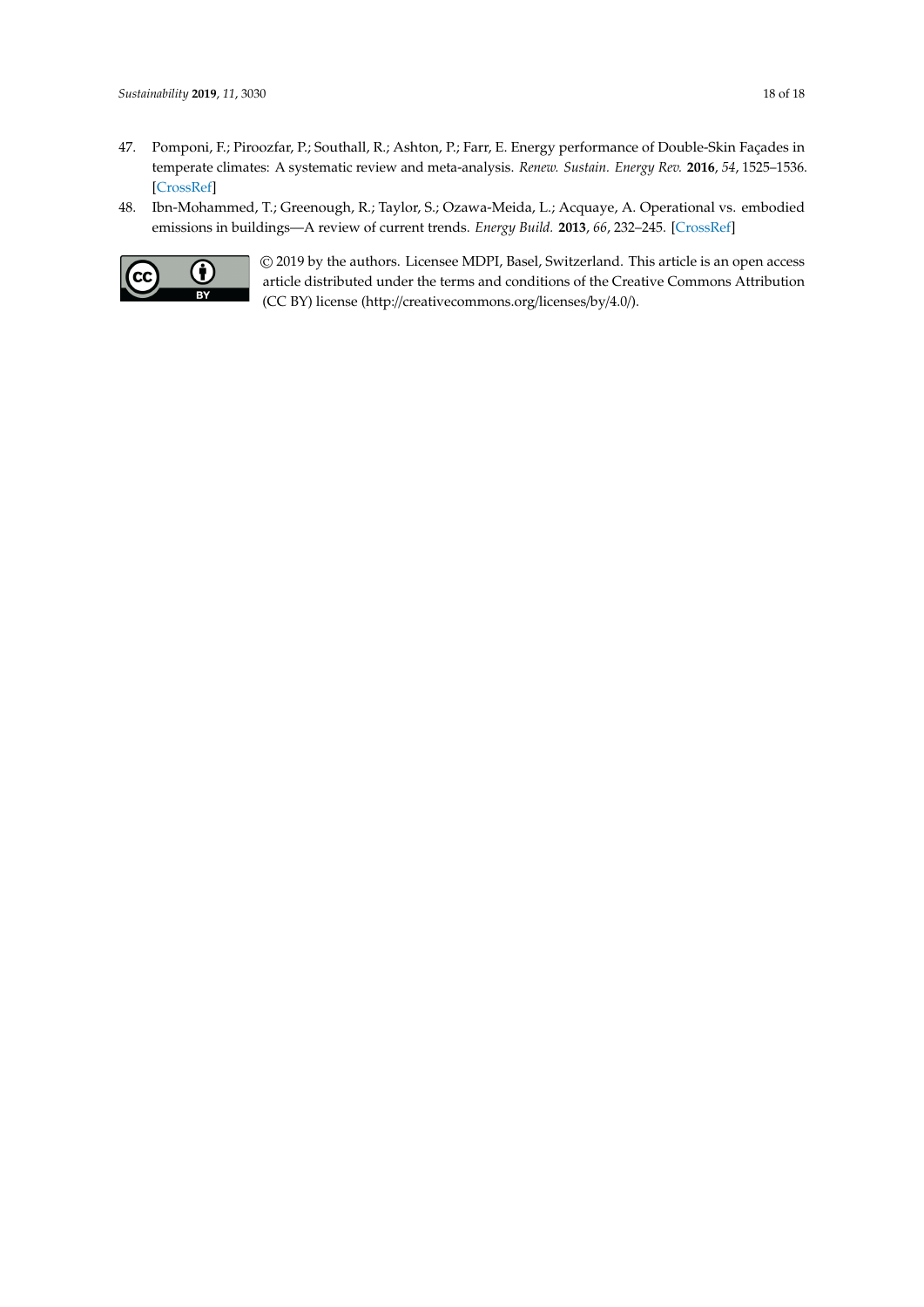47. Pomponi, F.; Piroozfar, P.; Southall, R.; Ashton, P.; Farr, E. Energy performance of Double-Skin Façades in temperate climates: A systematic review and meta-analysis. *Renew. Sustain. Energy Rev.* **2016**, *54*, 1525–1536. [CrossRef]
48. Ibn-Mohammed, T.; Greenough, R.; Taylor, S.; Ozawa-Meida, L.; Acquaye, A. Operational vs. embodied emissions in buildings—A review of current trends. *Energy Build.* **2013**, *66*, 232–245. [CrossRef]

© 2019 by the authors. Licensee MDPI, Basel, Switzerland. This article is an open access article distributed under the terms and conditions of the Creative Commons Attribution (CC BY) license (http://creativecommons.org/licenses/by/4.0/).